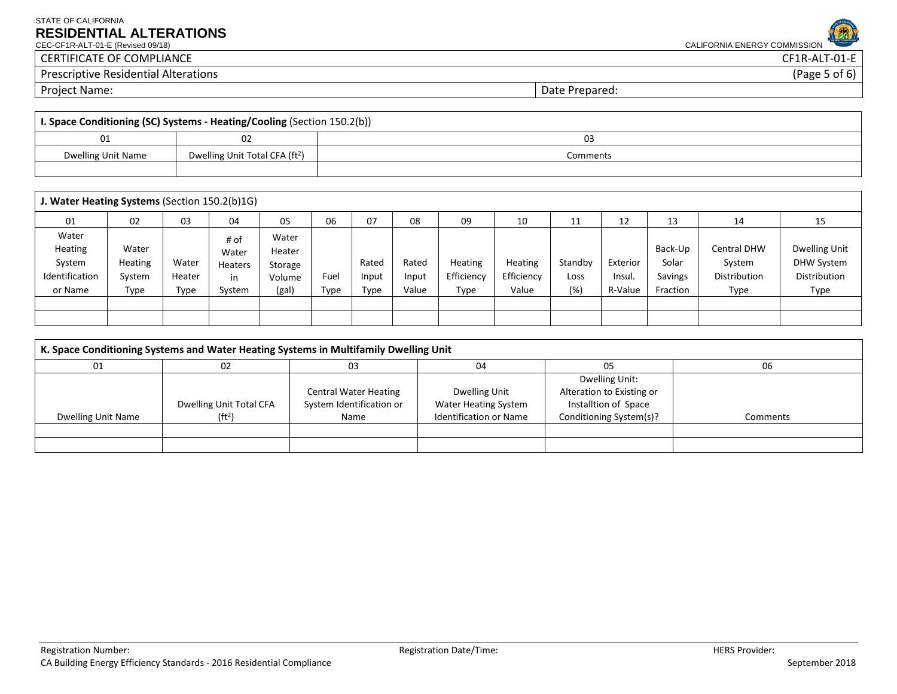STATE OF CALIFORNIA

# RESIDENTIAL ALTERATIONS

CEC-CF1R-ALT-01-E (Revised 09/18)

CALIFORNIA ENERGY COMMISSION

| CERTIFICATE OF COMPLIANCE | CF1R-ALT-01-E |
|---|---|
| Prescriptive Residential Alterations | (Page 5 of 6) |
| Project Name: | Date Prepared: |

| **I. Space Conditioning (SC) Systems - Heating/Cooling** (Section 150.2(b)) | | |
|---|---|---|
| 01 | 02 | 03 |
| Dwelling Unit Name | Dwelling Unit Total CFA ($ft^2$) | Comments |
| | | |

| **J. Water Heating Systems** (Section 150.2(b)1G) | | | | | | | | | | | | | | |
|---|---|---|---|---|---|---|---|---|---|---|---|---|---|---|
| 01 | 02 | 03 | 04 | 05 | 06 | 07 | 08 | 09 | 10 | 11 | 12 | 13 | 14 | 15 |
| Water Heating System Identification or Name | Water Heating System Type | Water Heater Type | # of Water Heaters in System | Water Heater Storage Volume (gal) | Fuel Type | Rated Input Type | Rated Input Value | Heating Efficiency Type | Heating Efficiency Value | Standby Loss (%) | Exterior Insul. R-Value | Back-Up Solar Savings Fraction | Central DHW System Distribution Type | Dwelling Unit DHW System Distribution Type |
| | | | | | | | | | | | | | | |
| | | | | | | | | | | | | | | |

| **K. Space Conditioning Systems and Water Heating Systems in Multifamily Dwelling Unit** | | | | | |
|---|---|---|---|---|---|
| 01 | 02 | 03 | 04 | 05 | 06 |
| Dwelling Unit Name | Dwelling Unit Total CFA ($ft^2$) | Central Water Heating System Identification or Name | Dwelling Unit Water Heating System Identification or Name | Dwelling Unit: Alteration to Existing or Installtion of Space Conditioning System(s)? | Comments |
| | | | | | |
| | | | | | |

Registration Number: Registration Date/Time: HERS Provider:

CA Building Energy Efficiency Standards - 2016 Residential Compliance September 2018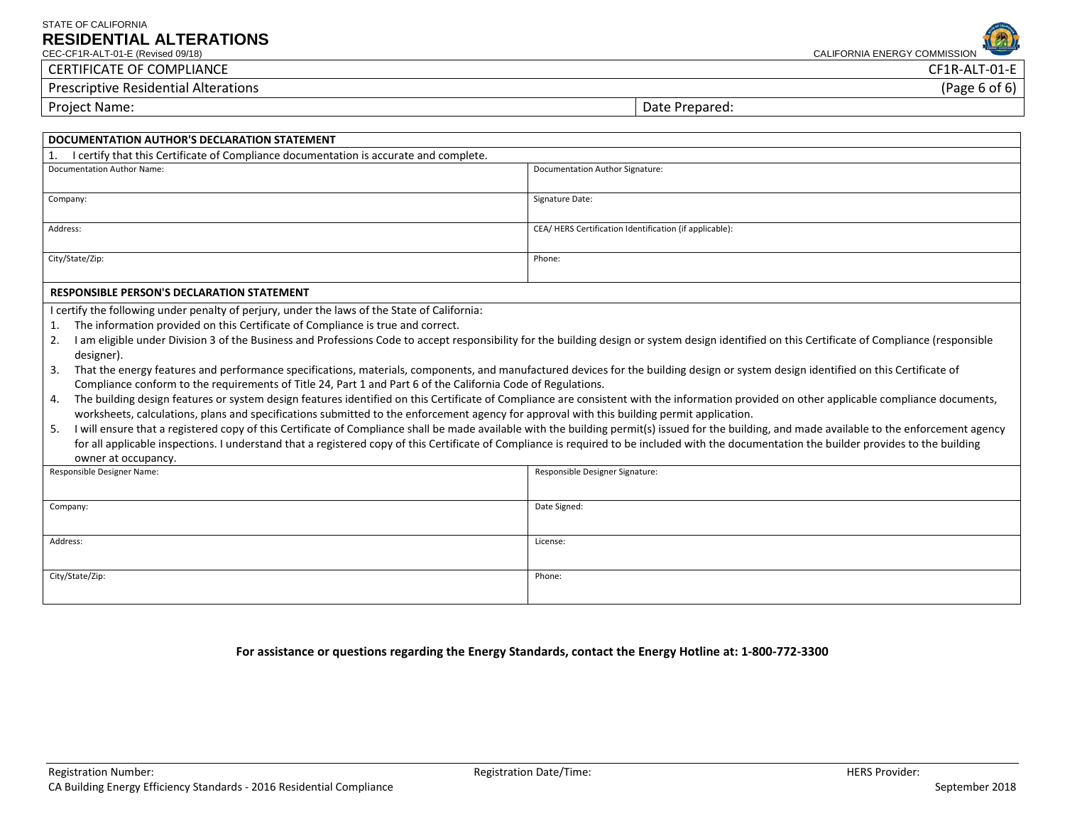CERTIFICATE OF COMPLIANCE — CF1R-ALT-01-E

Prescriptive Residential Alterations

| Project Name: | Date Prepared: |
|---|---|

## DOCUMENTATION AUTHOR'S DECLARATION STATEMENT

1. I certify that this Certificate of Compliance documentation is accurate and complete.

| | |
|---|---|
| Documentation Author Name: | Documentation Author Signature: |
| Company: | Signature Date: |
| Address: | CEA/ HERS Certification Identification (if applicable): |
| City/State/Zip: | Phone: |

## RESPONSIBLE PERSON'S DECLARATION STATEMENT

I certify the following under penalty of perjury, under the laws of the State of California:

1. The information provided on this Certificate of Compliance is true and correct.
2. I am eligible under Division 3 of the Business and Professions Code to accept responsibility for the building design or system design identified on this Certificate of Compliance (responsible designer).
3. That the energy features and performance specifications, materials, components, and manufactured devices for the building design or system design identified on this Certificate of Compliance conform to the requirements of Title 24, Part 1 and Part 6 of the California Code of Regulations.
4. The building design features or system design features identified on this Certificate of Compliance are consistent with the information provided on other applicable compliance documents, worksheets, calculations, plans and specifications submitted to the enforcement agency for approval with this building permit application.
5. I will ensure that a registered copy of this Certificate of Compliance shall be made available with the building permit(s) issued for the building, and made available to the enforcement agency for all applicable inspections. I understand that a registered copy of this Certificate of Compliance is required to be included with the documentation the builder provides to the building owner at occupancy.

| | |
|---|---|
| Responsible Designer Name: | Responsible Designer Signature: |
| Company: | Date Signed: |
| Address: | License: |
| City/State/Zip: | Phone: |

**For assistance or questions regarding the Energy Standards, contact the Energy Hotline at: 1-800-772-3300**

Registration Number: Registration Date/Time: HERS Provider: